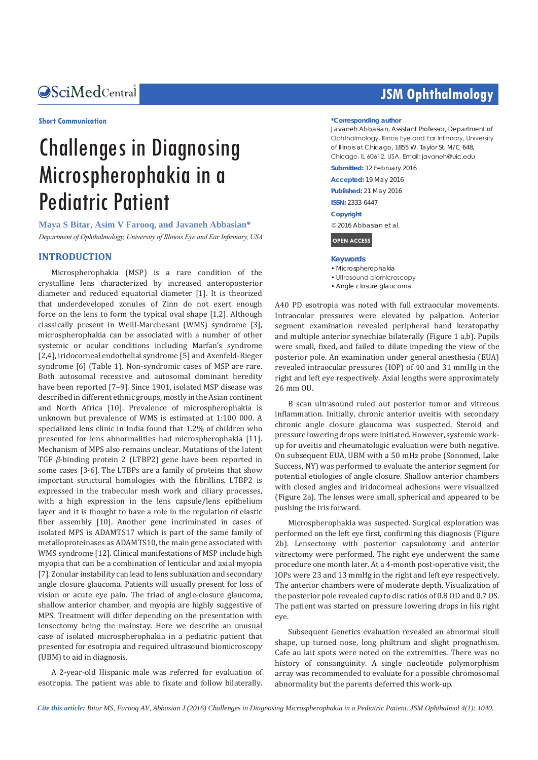Short Communication

# Challenges in Diagnosing Microspherophakia in a Pediatric Patient

**Maya S Bitar, Asim V Farooq, and Javaneh Abbasian***

*Department of Ophthalmology, University of Illinois Eye and Ear Infirmary, USA*

**\*Corresponding author**

Javaneh Abbasian, Assistant Professor, Department of Ophthalmology, Illinois Eye and Ear Infirmary, University of Illinois at Chicago, 1855 W. Taylor St. M/C 648, Chicago, IL 60612, USA, Email: javaneh@uic.edu

**Submitted:** 12 February 2016

**Accepted:** 19 May 2016

**Published:** 21 May 2016

**ISSN:** 2333-6447

**Copyright**

© 2016 Abbasian et al.

OPEN ACCESS

**Keywords**

- Microspherophakia
- Ultrasound biomicroscopy
- Angle closure glaucoma

## INTRODUCTION

Microspherophakia (MSP) is a rare condition of the crystalline lens characterized by increased anteroposterior diameter and reduced equatorial diameter [1]. It is theorized that underdeveloped zonules of Zinn do not exert enough force on the lens to form the typical oval shape [1,2]. Although classically present in Weill-Marchesani (WMS) syndrome [3], microspherophakia can be associated with a number of other systemic or ocular conditions including Marfan's syndrome [2,4], iridocorneal endothelial syndrome [5] and Axenfeld-Rieger syndrome [6] (Table 1). Non-syndromic cases of MSP are rare. Both autosomal recessive and autosomal dominant heredity have been reported [7–9]. Since 1901, isolated MSP disease was described in different ethnic groups, mostly in the Asian continent and North Africa [10]. Prevalence of microspherophakia is unknown but prevalence of WMS is estimated at 1:100 000. A specialized lens clinic in India found that 1.2% of children who presented for lens abnormalities had microspherophakia [11]. Mechanism of MPS also remains unclear. Mutations of the latent TGF *β*-binding protein 2 (LTBP2) gene have been reported in some cases [3-6]. The LTBPs are a family of proteins that show important structural homologies with the fibrillins. LTBP2 is expressed in the trabecular mesh work and ciliary processes, with a high expression in the lens capsule/lens epithelium layer and it is thought to have a role in the regulation of elastic fiber assembly [10]. Another gene incriminated in cases of isolated MPS is ADAMTS17 which is part of the same family of metalloproteinases as ADAMTS10, the main gene associated with WMS syndrome [12]. Clinical manifestations of MSP include high myopia that can be a combination of lenticular and axial myopia [7]. Zonular instability can lead to lens subluxation and secondary angle closure glaucoma. Patients will usually present for loss of vision or acute eye pain. The triad of angle-closure glaucoma, shallow anterior chamber, and myopia are highly suggestive of MPS. Treatment will differ depending on the presentation with lensectomy being the mainstay. Here we describe an unusual case of isolated microspherophakia in a pediatric patient that presented for esotropia and required ultrasound biomicroscopy (UBM) to aid in diagnosis.

A 2-year-old Hispanic male was referred for evaluation of esotropia. The patient was able to fixate and follow bilaterally. A40 PD esotropia was noted with full extraocular movements. Intraocular pressures were elevated by palpation. Anterior segment examination revealed peripheral band keratopathy and multiple anterior synechiae bilaterally (Figure 1 a,b). Pupils were small, fixed, and failed to dilate impeding the view of the posterior pole. An examination under general anesthesia (EUA) revealed intraocular pressures (IOP) of 40 and 31 mmHg in the right and left eye respectively. Axial lengths were approximately 26 mm OU.

B scan ultrasound ruled out posterior tumor and vitreous inflammation. Initially, chronic anterior uveitis with secondary chronic angle closure glaucoma was suspected. Steroid and pressure lowering drops were initiated. However, systemic work-up for uveitis and rheumatologic evaluation were both negative. On subsequent EUA, UBM with a 50 mHz probe (Sonomed, Lake Success, NY) was performed to evaluate the anterior segment for potential etiologies of angle closure. Shallow anterior chambers with closed angles and iridocorneal adhesions were visualized (Figure 2a). The lenses were small, spherical and appeared to be pushing the iris forward.

Microspherophakia was suspected. Surgical exploration was performed on the left eye first, confirming this diagnosis (Figure 2b). Lensectomy with posterior capsulotomy and anterior vitrectomy were performed. The right eye underwent the same procedure one month later. At a 4-month post-operative visit, the IOPs were 23 and 13 mmHg in the right and left eye respectively. The anterior chambers were of moderate depth. Visualization of the posterior pole revealed cup to disc ratios of 0.8 OD and 0.7 OS. The patient was started on pressure lowering drops in his right eye.

Subsequent Genetics evaluation revealed an abnormal skull shape, up turned nose, long philtrum and slight prognathism. Cafe au lait spots were noted on the extremities. There was no history of consanguinity. A single nucleotide polymorphism array was recommended to evaluate for a possible chromosomal abnormality but the parents deferred this work-up.

*Cite this article: Bitar MS, Farooq AV, Abbasian J (2016) Challenges in Diagnosing Microspherophakia in a Pediatric Patient. JSM Ophthalmol 4(1): 1040.*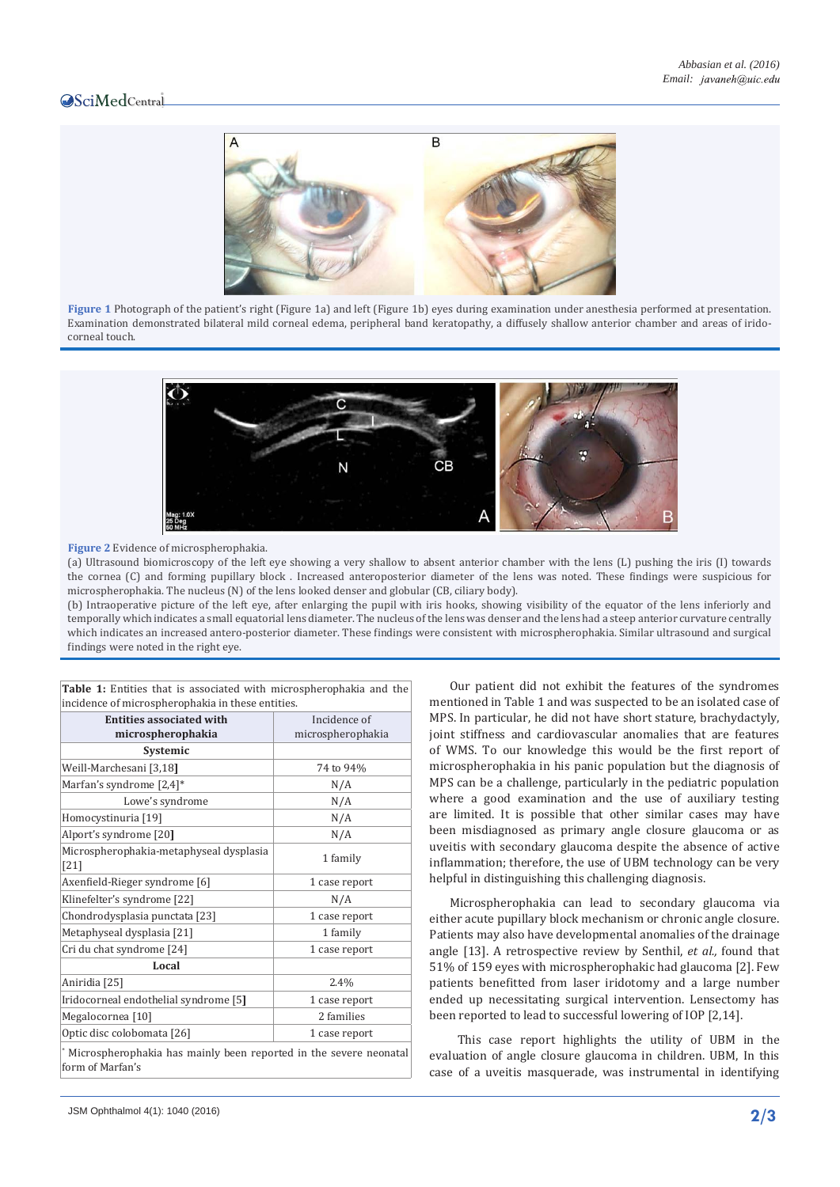**Figure 1** Photograph of the patient's right (Figure 1a) and left (Figure 1b) eyes during examination under anesthesia performed at presentation. Examination demonstrated bilateral mild corneal edema, peripheral band keratopathy, a diffusely shallow anterior chamber and areas of irido-corneal touch.

**Figure 2** Evidence of microspherophakia.
(a) Ultrasound biomicroscopy of the left eye showing a very shallow to absent anterior chamber with the lens (L) pushing the iris (I) towards the cornea (C) and forming pupillary block . Increased anteroposterior diameter of the lens was noted. These findings were suspicious for microspherophakia. The nucleus (N) of the lens looked denser and globular (CB, ciliary body).
(b) Intraoperative picture of the left eye, after enlarging the pupil with iris hooks, showing visibility of the equator of the lens inferiorly and temporally which indicates a small equatorial lens diameter. The nucleus of the lens was denser and the lens had a steep anterior curvature centrally which indicates an increased antero-posterior diameter. These findings were consistent with microspherophakia. Similar ultrasound and surgical findings were noted in the right eye.

**Table 1:** Entities that is associated with microspherophakia and the incidence of microspherophakia in these entities.

| **Entities associated with microspherophakia** | Incidence of microspherophakia |
|---|---|
| **Systemic** | |
| Weill-Marchesani [3,18] | 74 to 94% |
| Marfan's syndrome [2,4]* | N/A |
| Lowe's syndrome | N/A |
| Homocystinuria [19] | N/A |
| Alport's syndrome [20] | N/A |
| Microspherophakia-metaphyseal dysplasia [21] | 1 family |
| Axenfield-Rieger syndrome [6] | 1 case report |
| Klinefelter's syndrome [22] | N/A |
| Chondrodysplasia punctata [23] | 1 case report |
| Metaphyseal dysplasia [21] | 1 family |
| Cri du chat syndrome [24] | 1 case report |
| **Local** | |
| Aniridia [25] | 2.4% |
| Iridocorneal endothelial syndrome [5] | 1 case report |
| Megalocornea [10] | 2 families |
| Optic disc colobomata [26] | 1 case report |

* Microspherophakia has mainly been reported in the severe neonatal form of Marfan's

Our patient did not exhibit the features of the syndromes mentioned in Table 1 and was suspected to be an isolated case of MPS. In particular, he did not have short stature, brachydactyly, joint stiffness and cardiovascular anomalies that are features of WMS. To our knowledge this would be the first report of microspherophakia in his panic population but the diagnosis of MPS can be a challenge, particularly in the pediatric population where a good examination and the use of auxiliary testing are limited. It is possible that other similar cases may have been misdiagnosed as primary angle closure glaucoma or as uveitis with secondary glaucoma despite the absence of active inflammation; therefore, the use of UBM technology can be very helpful in distinguishing this challenging diagnosis.

Microspherophakia can lead to secondary glaucoma via either acute pupillary block mechanism or chronic angle closure. Patients may also have developmental anomalies of the drainage angle [13]. A retrospective review by Senthil, *et al.,* found that 51% of 159 eyes with microspherophakic had glaucoma [2]. Few patients benefitted from laser iridotomy and a large number ended up necessitating surgical intervention. Lensectomy has been reported to lead to successful lowering of IOP [2,14].

This case report highlights the utility of UBM in the evaluation of angle closure glaucoma in children. UBM, In this case of a uveitis masquerade, was instrumental in identifying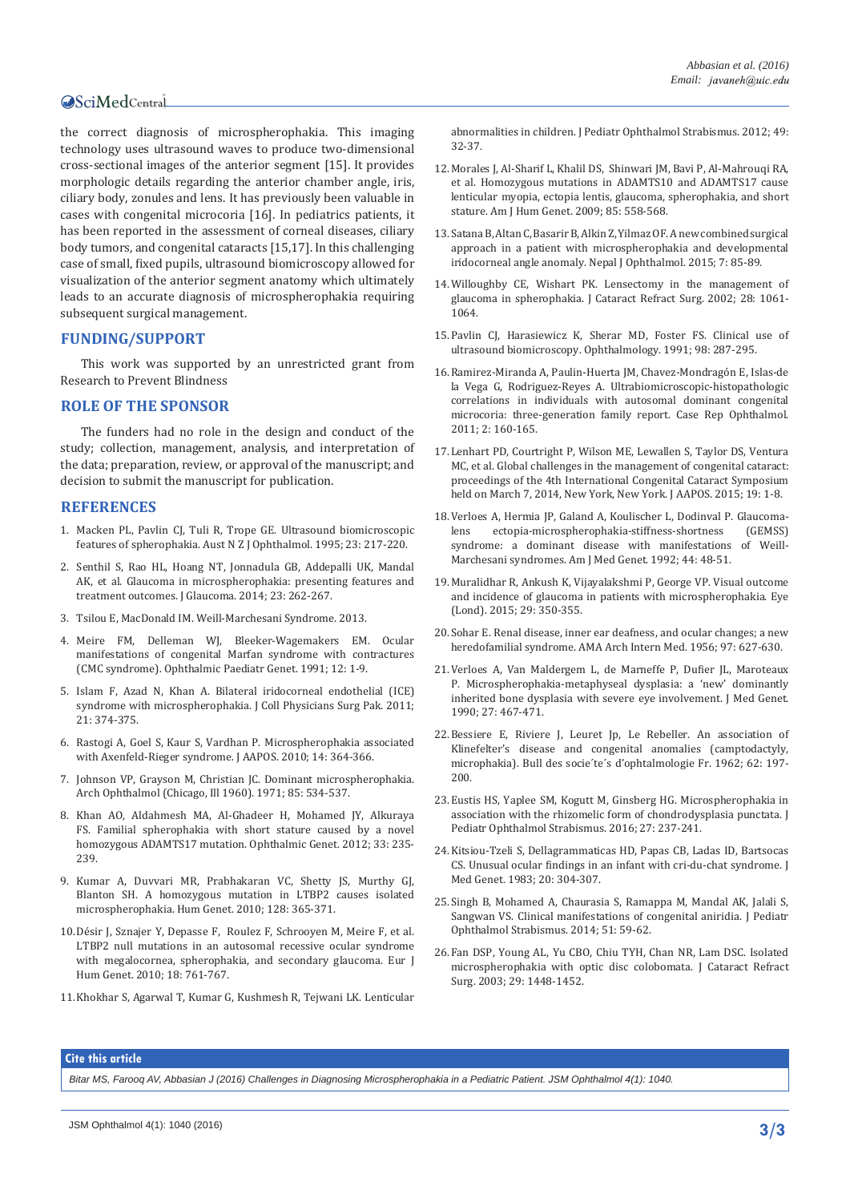the correct diagnosis of microspherophakia. This imaging technology uses ultrasound waves to produce two-dimensional cross-sectional images of the anterior segment [15]. It provides morphologic details regarding the anterior chamber angle, iris, ciliary body, zonules and lens. It has previously been valuable in cases with congenital microcoria [16]. In pediatrics patients, it has been reported in the assessment of corneal diseases, ciliary body tumors, and congenital cataracts [15,17]. In this challenging case of small, fixed pupils, ultrasound biomicroscopy allowed for visualization of the anterior segment anatomy which ultimately leads to an accurate diagnosis of microspherophakia requiring subsequent surgical management.

## FUNDING/SUPPORT

This work was supported by an unrestricted grant from Research to Prevent Blindness

## ROLE OF THE SPONSOR

The funders had no role in the design and conduct of the study; collection, management, analysis, and interpretation of the data; preparation, review, or approval of the manuscript; and decision to submit the manuscript for publication.

## REFERENCES

1. Macken PL, Pavlin CJ, Tuli R, Trope GE. Ultrasound biomicroscopic features of spherophakia. Aust N Z J Ophthalmol. 1995; 23: 217-220.
2. Senthil S, Rao HL, Hoang NT, Jonnadula GB, Addepalli UK, Mandal AK, et al. Glaucoma in microspherophakia: presenting features and treatment outcomes. J Glaucoma. 2014; 23: 262-267.
3. Tsilou E, MacDonald IM. Weill-Marchesani Syndrome. 2013.
4. Meire FM, Delleman WJ, Bleeker-Wagemakers EM. Ocular manifestations of congenital Marfan syndrome with contractures (CMC syndrome). Ophthalmic Paediatr Genet. 1991; 12: 1-9.
5. Islam F, Azad N, Khan A. Bilateral iridocorneal endothelial (ICE) syndrome with microspherophakia. J Coll Physicians Surg Pak. 2011; 21: 374-375.
6. Rastogi A, Goel S, Kaur S, Vardhan P. Microspherophakia associated with Axenfeld-Rieger syndrome. J AAPOS. 2010; 14: 364-366.
7. Johnson VP, Grayson M, Christian JC. Dominant microspherophakia. Arch Ophthalmol (Chicago, Ill 1960). 1971; 85: 534-537.
8. Khan AO, Aldahmesh MA, Al-Ghadeer H, Mohamed JY, Alkuraya FS. Familial spherophakia with short stature caused by a novel homozygous ADAMTS17 mutation. Ophthalmic Genet. 2012; 33: 235-239.
9. Kumar A, Duvvari MR, Prabhakaran VC, Shetty JS, Murthy GJ, Blanton SH. A homozygous mutation in LTBP2 causes isolated microspherophakia. Hum Genet. 2010; 128: 365-371.
10. Désir J, Sznajer Y, Depasse F, Roulez F, Schrooyen M, Meire F, et al. LTBP2 null mutations in an autosomal recessive ocular syndrome with megalocornea, spherophakia, and secondary glaucoma. Eur J Hum Genet. 2010; 18: 761-767.
11. Khokhar S, Agarwal T, Kumar G, Kushmesh R, Tejwani LK. Lenticular abnormalities in children. J Pediatr Ophthalmol Strabismus. 2012; 49: 32-37.
12. Morales J, Al-Sharif L, Khalil DS, Shinwari JM, Bavi P, Al-Mahrouqi RA, et al. Homozygous mutations in ADAMTS10 and ADAMTS17 cause lenticular myopia, ectopia lentis, glaucoma, spherophakia, and short stature. Am J Hum Genet. 2009; 85: 558-568.
13. Satana B, Altan C, Basarir B, Alkin Z, Yilmaz OF. A new combined surgical approach in a patient with microspherophakia and developmental iridocorneal angle anomaly. Nepal J Ophthalmol. 2015; 7: 85-89.
14. Willoughby CE, Wishart PK. Lensectomy in the management of glaucoma in spherophakia. J Cataract Refract Surg. 2002; 28: 1061-1064.
15. Pavlin CJ, Harasiewicz K, Sherar MD, Foster FS. Clinical use of ultrasound biomicroscopy. Ophthalmology. 1991; 98: 287-295.
16. Ramirez-Miranda A, Paulin-Huerta JM, Chavez-Mondragón E, Islas-de la Vega G, Rodriguez-Reyes A. Ultrabiomicroscopic-histopathologic correlations in individuals with autosomal dominant congenital microcoria: three-generation family report. Case Rep Ophthalmol. 2011; 2: 160-165.
17. Lenhart PD, Courtright P, Wilson ME, Lewallen S, Taylor DS, Ventura MC, et al. Global challenges in the management of congenital cataract: proceedings of the 4th International Congenital Cataract Symposium held on March 7, 2014, New York, New York. J AAPOS. 2015; 19: 1-8.
18. Verloes A, Hermia JP, Galand A, Koulischer L, Dodinval P. Glaucoma-lens ectopia-microspherophakia-stiffness-shortness (GEMSS) syndrome: a dominant disease with manifestations of Weill-Marchesani syndromes. Am J Med Genet. 1992; 44: 48-51.
19. Muralidhar R, Ankush K, Vijayalakshmi P, George VP. Visual outcome and incidence of glaucoma in patients with microspherophakia. Eye (Lond). 2015; 29: 350-355.
20. Sohar E. Renal disease, inner ear deafness, and ocular changes; a new heredofamilial syndrome. AMA Arch Intern Med. 1956; 97: 627-630.
21. Verloes A, Van Maldergem L, de Marneffe P, Dufier JL, Maroteaux P. Microspherophakia-metaphyseal dysplasia: a 'new' dominantly inherited bone dysplasia with severe eye involvement. J Med Genet. 1990; 27: 467-471.
22. Bessiere E, Riviere J, Leuret Jp, Le Rebeller. An association of Klinefelter's disease and congenital anomalies (camptodactyly, microphakia). Bull des socie´te´s d'ophtalmologie Fr. 1962; 62: 197-200.
23. Eustis HS, Yaplee SM, Kogutt M, Ginsberg HG. Microspherophakia in association with the rhizomelic form of chondrodysplasia punctata. J Pediatr Ophthalmol Strabismus. 2016; 27: 237-241.
24. Kitsiou-Tzeli S, Dellagrammaticas HD, Papas CB, Ladas ID, Bartsocas CS. Unusual ocular findings in an infant with cri-du-chat syndrome. J Med Genet. 1983; 20: 304-307.
25. Singh B, Mohamed A, Chaurasia S, Ramappa M, Mandal AK, Jalali S, Sangwan VS. Clinical manifestations of congenital aniridia. J Pediatr Ophthalmol Strabismus. 2014; 51: 59-62.
26. Fan DSP, Young AL, Yu CBO, Chiu TYH, Chan NR, Lam DSC. Isolated microspherophakia with optic disc colobomata. J Cataract Refract Surg. 2003; 29: 1448-1452.

**Cite this article**

*Bitar MS, Farooq AV, Abbasian J (2016) Challenges in Diagnosing Microspherophakia in a Pediatric Patient. JSM Ophthalmol 4(1): 1040.*